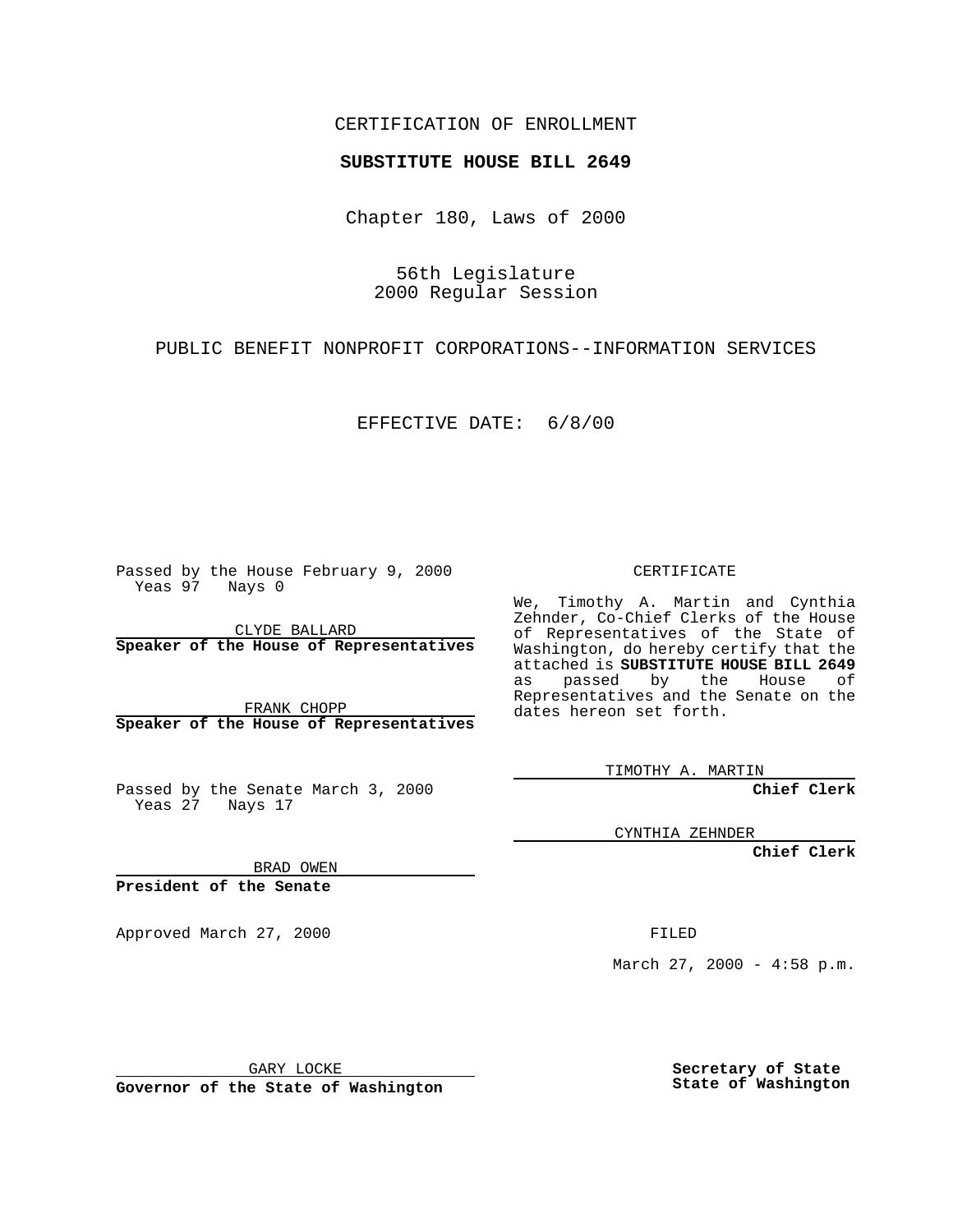CERTIFICATION OF ENROLLMENT

**SUBSTITUTE HOUSE BILL 2649**

Chapter 180, Laws of 2000

56th Legislature
2000 Regular Session

PUBLIC BENEFIT NONPROFIT CORPORATIONS--INFORMATION SERVICES

EFFECTIVE DATE: 6/8/00

Passed by the House February 9, 2000
Yeas 97 Nays 0

CLYDE BALLARD
**Speaker of the House of Representatives**

FRANK CHOPP
**Speaker of the House of Representatives**

Passed by the Senate March 3, 2000
Yeas 27 Nays 17

BRAD OWEN
**President of the Senate**

Approved March 27, 2000

GARY LOCKE
**Governor of the State of Washington**

CERTIFICATE

We, Timothy A. Martin and Cynthia Zehnder, Co-Chief Clerks of the House of Representatives of the State of Washington, do hereby certify that the attached is **SUBSTITUTE HOUSE BILL 2649** as passed by the House of Representatives and the Senate on the dates hereon set forth.

TIMOTHY A. MARTIN
**Chief Clerk**

CYNTHIA ZEHNDER
**Chief Clerk**

FILED

March 27, 2000 - 4:58 p.m.

**Secretary of State**
**State of Washington**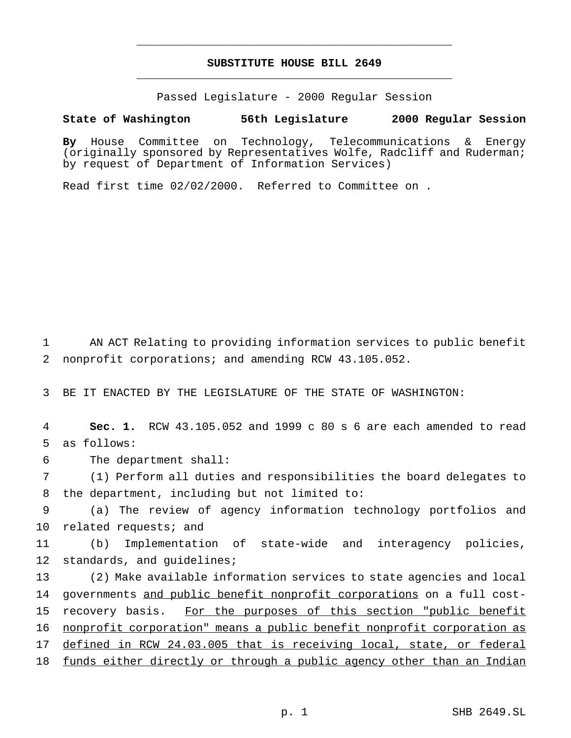# SUBSTITUTE HOUSE BILL 2649

Passed Legislature - 2000 Regular Session

**State of Washington 56th Legislature 2000 Regular Session**

**By** House Committee on Technology, Telecommunications & Energy (originally sponsored by Representatives Wolfe, Radcliff and Ruderman; by request of Department of Information Services)

Read first time 02/02/2000. Referred to Committee on .

AN ACT Relating to providing information services to public benefit nonprofit corporations; and amending RCW 43.105.052.

BE IT ENACTED BY THE LEGISLATURE OF THE STATE OF WASHINGTON:

**Sec. 1.** RCW 43.105.052 and 1999 c 80 s 6 are each amended to read as follows:

The department shall:

(1) Perform all duties and responsibilities the board delegates to the department, including but not limited to:

(a) The review of agency information technology portfolios and related requests; and

(b) Implementation of state-wide and interagency policies, standards, and guidelines;

(2) Make available information services to state agencies and local governments <u>and public benefit nonprofit corporations</u> on a full cost-recovery basis. <u>For the purposes of this section "public benefit nonprofit corporation" means a public benefit nonprofit corporation as defined in RCW 24.03.005 that is receiving local, state, or federal funds either directly or through a public agency other than an Indian</u>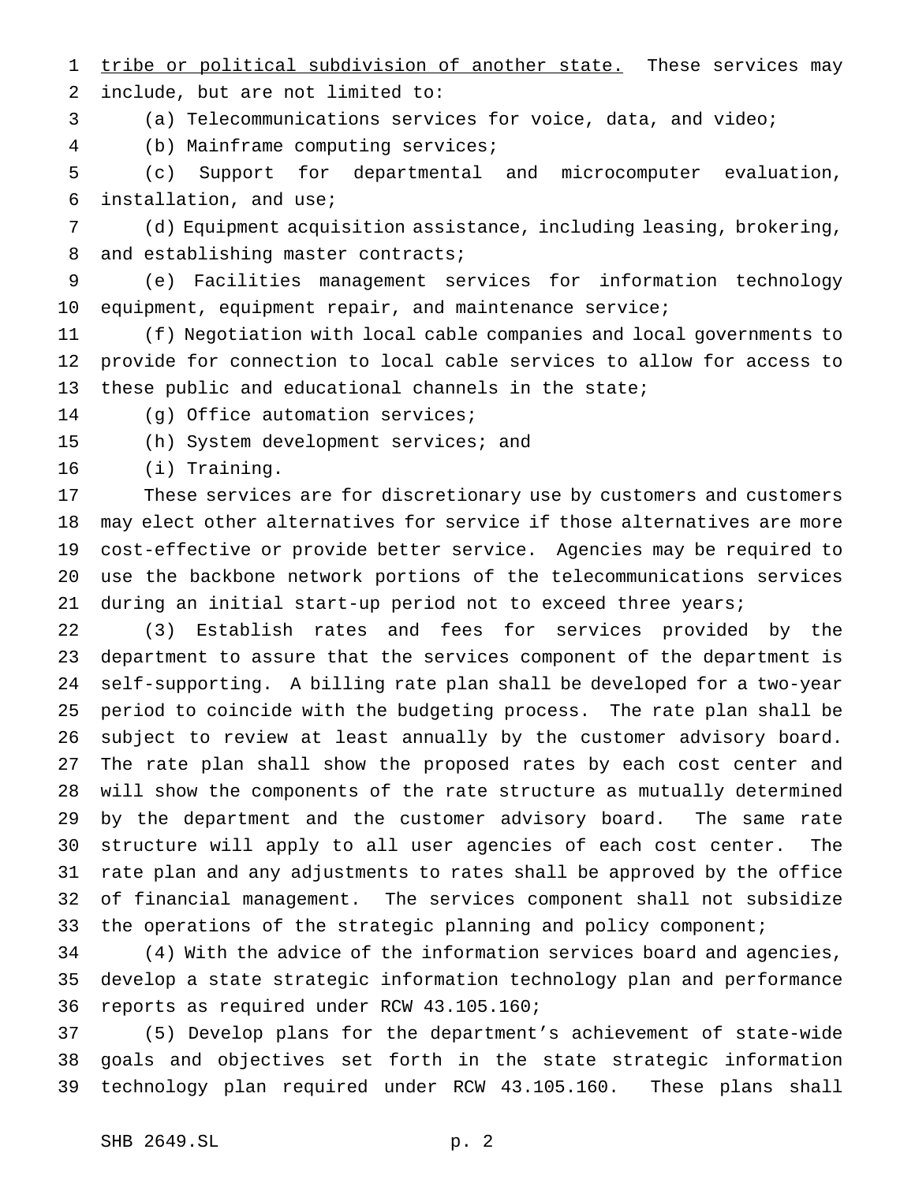tribe or political subdivision of another state. These services may include, but are not limited to:

(a) Telecommunications services for voice, data, and video;

(b) Mainframe computing services;

(c) Support for departmental and microcomputer evaluation, installation, and use;

(d) Equipment acquisition assistance, including leasing, brokering, and establishing master contracts;

(e) Facilities management services for information technology equipment, equipment repair, and maintenance service;

(f) Negotiation with local cable companies and local governments to provide for connection to local cable services to allow for access to these public and educational channels in the state;

(g) Office automation services;

(h) System development services; and

(i) Training.

These services are for discretionary use by customers and customers may elect other alternatives for service if those alternatives are more cost-effective or provide better service. Agencies may be required to use the backbone network portions of the telecommunications services during an initial start-up period not to exceed three years;

(3) Establish rates and fees for services provided by the department to assure that the services component of the department is self-supporting. A billing rate plan shall be developed for a two-year period to coincide with the budgeting process. The rate plan shall be subject to review at least annually by the customer advisory board. The rate plan shall show the proposed rates by each cost center and will show the components of the rate structure as mutually determined by the department and the customer advisory board. The same rate structure will apply to all user agencies of each cost center. The rate plan and any adjustments to rates shall be approved by the office of financial management. The services component shall not subsidize the operations of the strategic planning and policy component;

(4) With the advice of the information services board and agencies, develop a state strategic information technology plan and performance reports as required under RCW 43.105.160;

(5) Develop plans for the department's achievement of state-wide goals and objectives set forth in the state strategic information technology plan required under RCW 43.105.160. These plans shall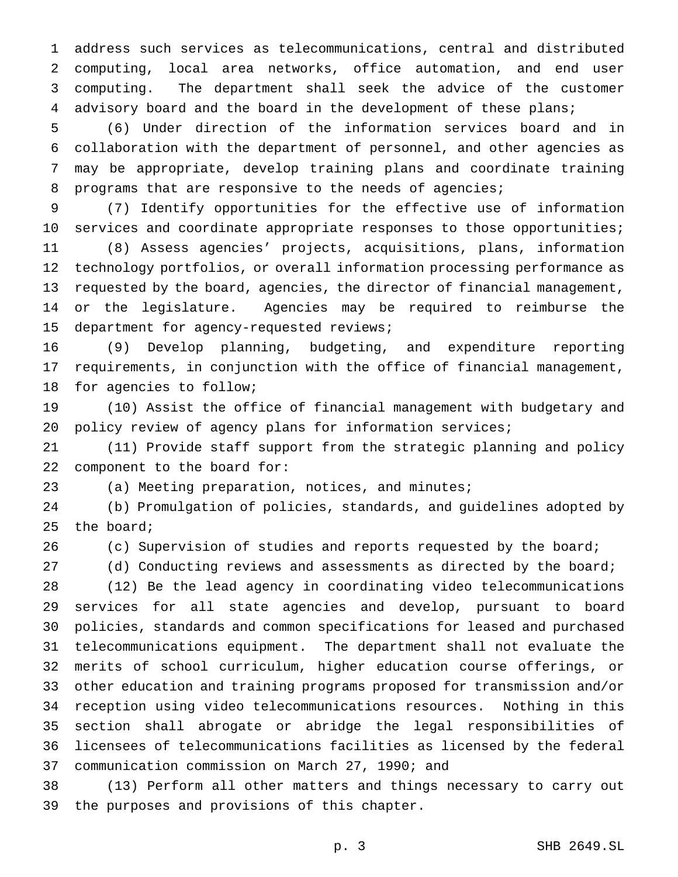address such services as telecommunications, central and distributed computing, local area networks, office automation, and end user computing. The department shall seek the advice of the customer advisory board and the board in the development of these plans;

(6) Under direction of the information services board and in collaboration with the department of personnel, and other agencies as may be appropriate, develop training plans and coordinate training programs that are responsive to the needs of agencies;

(7) Identify opportunities for the effective use of information services and coordinate appropriate responses to those opportunities;

(8) Assess agencies' projects, acquisitions, plans, information technology portfolios, or overall information processing performance as requested by the board, agencies, the director of financial management, or the legislature. Agencies may be required to reimburse the department for agency-requested reviews;

(9) Develop planning, budgeting, and expenditure reporting requirements, in conjunction with the office of financial management, for agencies to follow;

(10) Assist the office of financial management with budgetary and policy review of agency plans for information services;

(11) Provide staff support from the strategic planning and policy component to the board for:

(a) Meeting preparation, notices, and minutes;

(b) Promulgation of policies, standards, and guidelines adopted by the board;

(c) Supervision of studies and reports requested by the board;

(d) Conducting reviews and assessments as directed by the board;

(12) Be the lead agency in coordinating video telecommunications services for all state agencies and develop, pursuant to board policies, standards and common specifications for leased and purchased telecommunications equipment. The department shall not evaluate the merits of school curriculum, higher education course offerings, or other education and training programs proposed for transmission and/or reception using video telecommunications resources. Nothing in this section shall abrogate or abridge the legal responsibilities of licensees of telecommunications facilities as licensed by the federal communication commission on March 27, 1990; and

(13) Perform all other matters and things necessary to carry out the purposes and provisions of this chapter.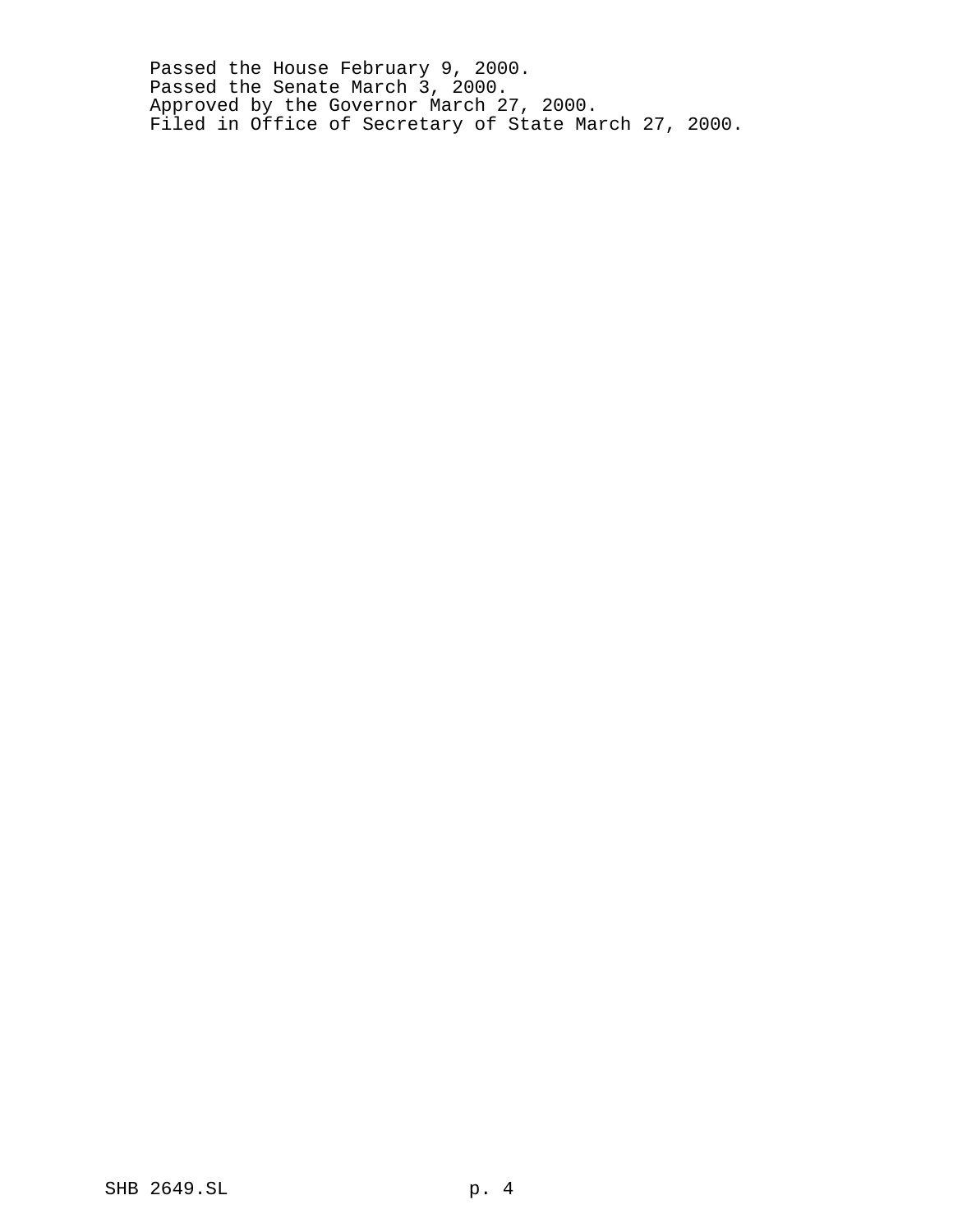Passed the House February 9, 2000.
Passed the Senate March 3, 2000.
Approved by the Governor March 27, 2000.
Filed in Office of Secretary of State March 27, 2000.